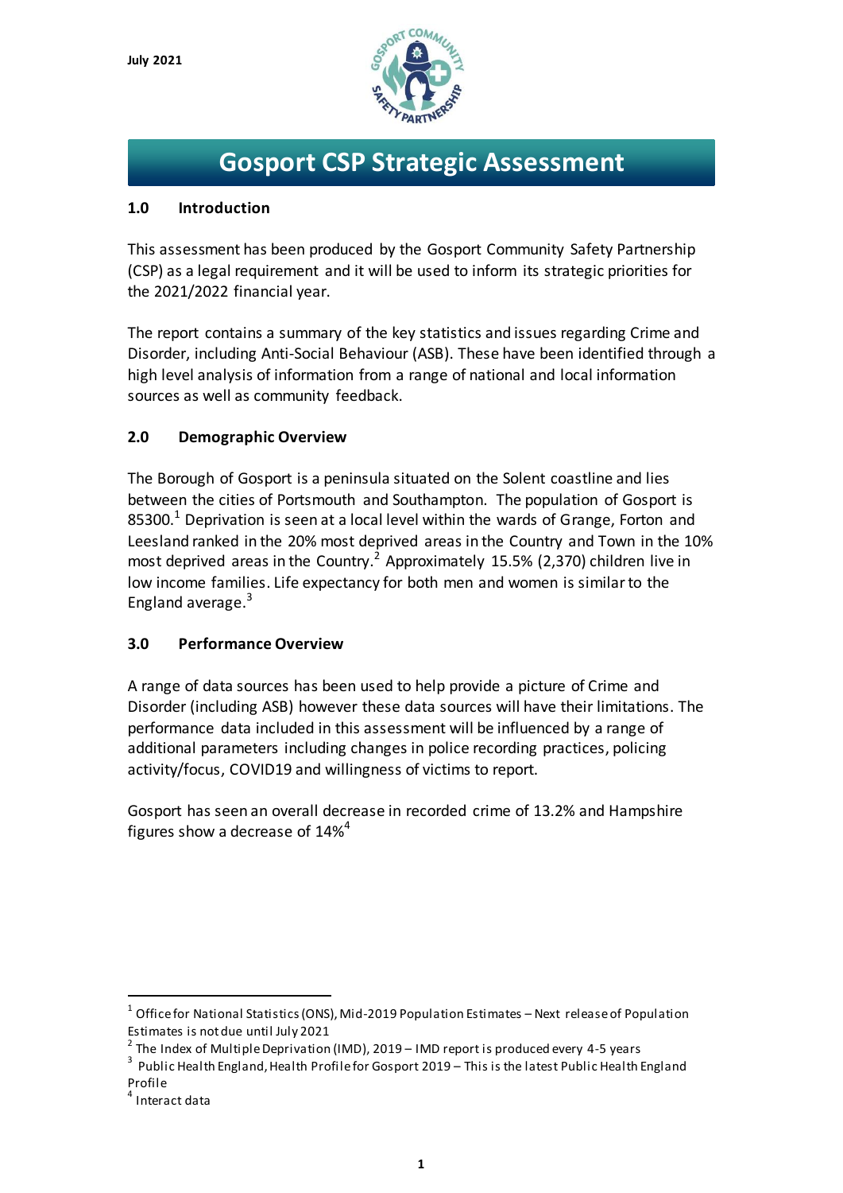July 2021

# Gosport CSP Strategic Assessment

## 1.0 Introduction

This assessment has been produced by the Gosport Community Safety Partnership (CSP) as a legal requirement and it will be used to inform its strategic priorities for the 2021/2022 financial year.

The report contains a summary of the key statistics and issues regarding Crime and Disorder, including Anti-Social Behaviour (ASB). These have been identified through a high level analysis of information from a range of national and local information sources as well as community feedback.

## 2.0 Demographic Overview

The Borough of Gosport is a peninsula situated on the Solent coastline and lies between the cities of Portsmouth and Southampton. The population of Gosport is 85300.[1] Deprivation is seen at a local level within the wards of Grange, Forton and Leesland ranked in the 20% most deprived areas in the Country and Town in the 10% most deprived areas in the Country.[2] Approximately 15.5% (2,370) children live in low income families. Life expectancy for both men and women is similar to the England average.[3]

## 3.0 Performance Overview

A range of data sources has been used to help provide a picture of Crime and Disorder (including ASB) however these data sources will have their limitations. The performance data included in this assessment will be influenced by a range of additional parameters including changes in police recording practices, policing activity/focus, COVID19 and willingness of victims to report.

Gosport has seen an overall decrease in recorded crime of 13.2% and Hampshire figures show a decrease of 14%[4]

---

[1] Office for National Statistics (ONS), Mid-2019 Population Estimates – Next release of Population Estimates is not due until July 2021

[2] The Index of Multiple Deprivation (IMD), 2019 – IMD report is produced every 4-5 years

[3] Public Health England, Health Profile for Gosport 2019 – This is the latest Public Health England Profile

[4] Interact data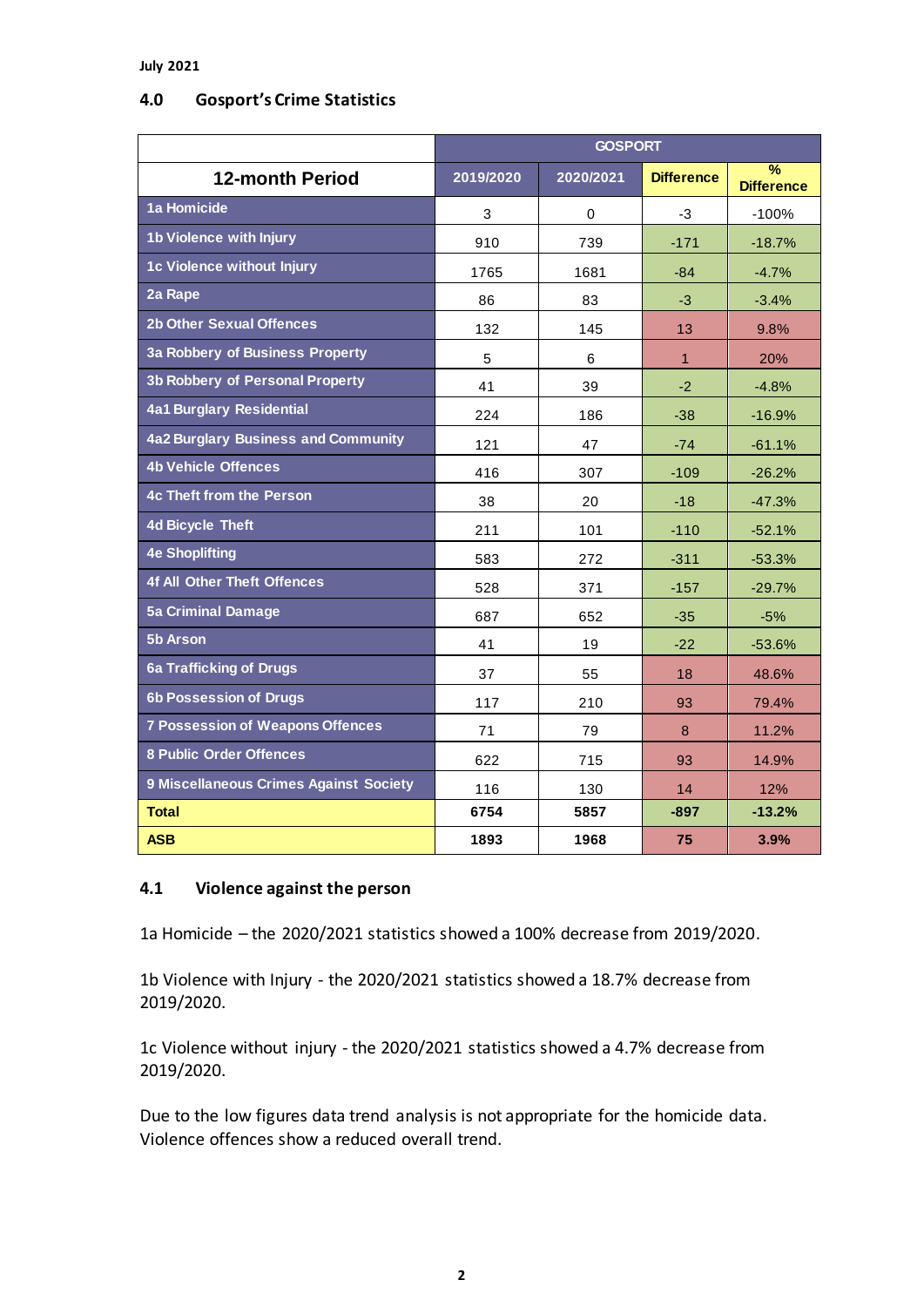July 2021

## 4.0 Gosport's Crime Statistics

| 12-month Period | GOSPORT | | | |
|---|---|---|---|---|
| | 2019/2020 | 2020/2021 | Difference | % Difference |
| 1a Homicide | 3 | 0 | -3 | -100% |
| 1b Violence with Injury | 910 | 739 | -171 | -18.7% |
| 1c Violence without Injury | 1765 | 1681 | -84 | -4.7% |
| 2a Rape | 86 | 83 | -3 | -3.4% |
| 2b Other Sexual Offences | 132 | 145 | 13 | 9.8% |
| 3a Robbery of Business Property | 5 | 6 | 1 | 20% |
| 3b Robbery of Personal Property | 41 | 39 | -2 | -4.8% |
| 4a1 Burglary Residential | 224 | 186 | -38 | -16.9% |
| 4a2 Burglary Business and Community | 121 | 47 | -74 | -61.1% |
| 4b Vehicle Offences | 416 | 307 | -109 | -26.2% |
| 4c Theft from the Person | 38 | 20 | -18 | -47.3% |
| 4d Bicycle Theft | 211 | 101 | -110 | -52.1% |
| 4e Shoplifting | 583 | 272 | -311 | -53.3% |
| 4f All Other Theft Offences | 528 | 371 | -157 | -29.7% |
| 5a Criminal Damage | 687 | 652 | -35 | -5% |
| 5b Arson | 41 | 19 | -22 | -53.6% |
| 6a Trafficking of Drugs | 37 | 55 | 18 | 48.6% |
| 6b Possession of Drugs | 117 | 210 | 93 | 79.4% |
| 7 Possession of Weapons Offences | 71 | 79 | 8 | 11.2% |
| 8 Public Order Offences | 622 | 715 | 93 | 14.9% |
| 9 Miscellaneous Crimes Against Society | 116 | 130 | 14 | 12% |
| **Total** | **6754** | **5857** | **-897** | **-13.2%** |
| **ASB** | **1893** | **1968** | **75** | **3.9%** |

## 4.1 Violence against the person

1a Homicide – the 2020/2021 statistics showed a 100% decrease from 2019/2020.

1b Violence with Injury - the 2020/2021 statistics showed a 18.7% decrease from 2019/2020.

1c Violence without injury - the 2020/2021 statistics showed a 4.7% decrease from 2019/2020.

Due to the low figures data trend analysis is not appropriate for the homicide data. Violence offences show a reduced overall trend.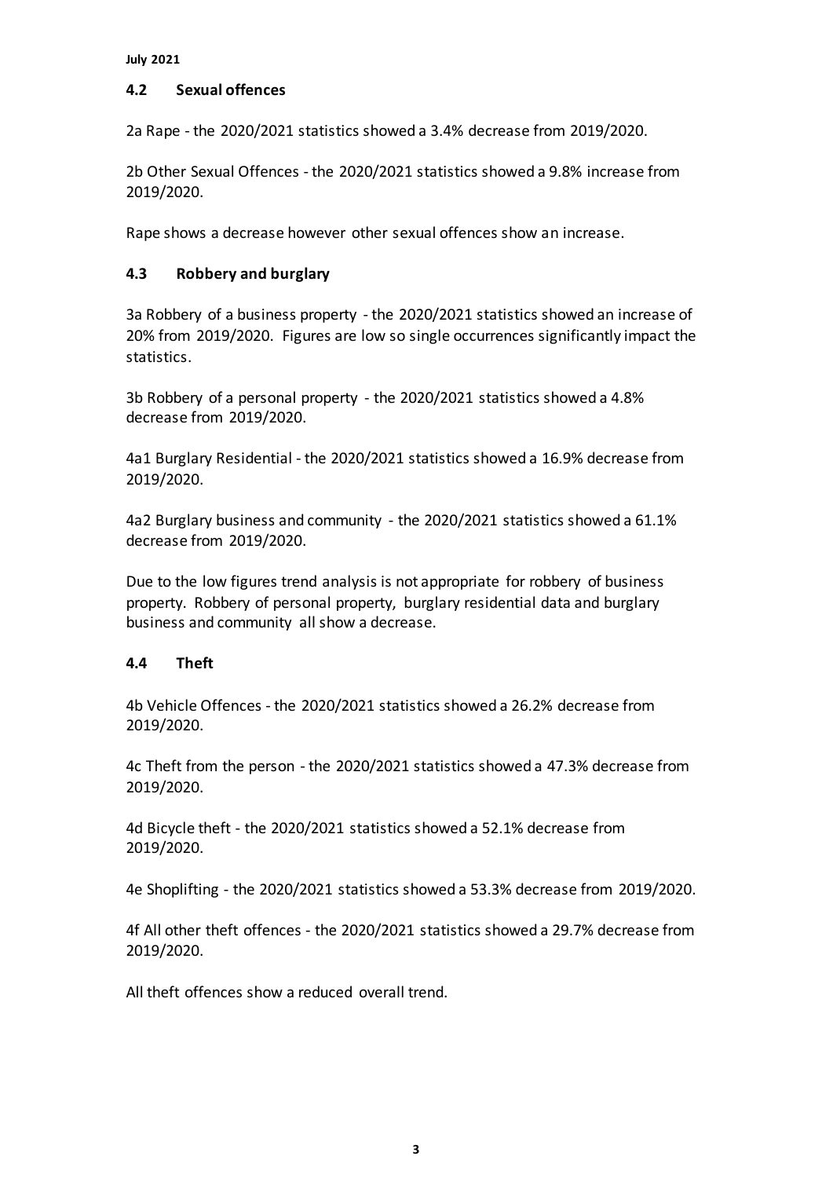### 4.2 Sexual offences

2a Rape - the 2020/2021 statistics showed a 3.4% decrease from 2019/2020.

2b Other Sexual Offences - the 2020/2021 statistics showed a 9.8% increase from 2019/2020.

Rape shows a decrease however other sexual offences show an increase.

### 4.3 Robbery and burglary

3a Robbery of a business property - the 2020/2021 statistics showed an increase of 20% from 2019/2020. Figures are low so single occurrences significantly impact the statistics.

3b Robbery of a personal property - the 2020/2021 statistics showed a 4.8% decrease from 2019/2020.

4a1 Burglary Residential - the 2020/2021 statistics showed a 16.9% decrease from 2019/2020.

4a2 Burglary business and community - the 2020/2021 statistics showed a 61.1% decrease from 2019/2020.

Due to the low figures trend analysis is not appropriate for robbery of business property. Robbery of personal property, burglary residential data and burglary business and community all show a decrease.

### 4.4 Theft

4b Vehicle Offences - the 2020/2021 statistics showed a 26.2% decrease from 2019/2020.

4c Theft from the person - the 2020/2021 statistics showed a 47.3% decrease from 2019/2020.

4d Bicycle theft - the 2020/2021 statistics showed a 52.1% decrease from 2019/2020.

4e Shoplifting - the 2020/2021 statistics showed a 53.3% decrease from 2019/2020.

4f All other theft offences - the 2020/2021 statistics showed a 29.7% decrease from 2019/2020.

All theft offences show a reduced overall trend.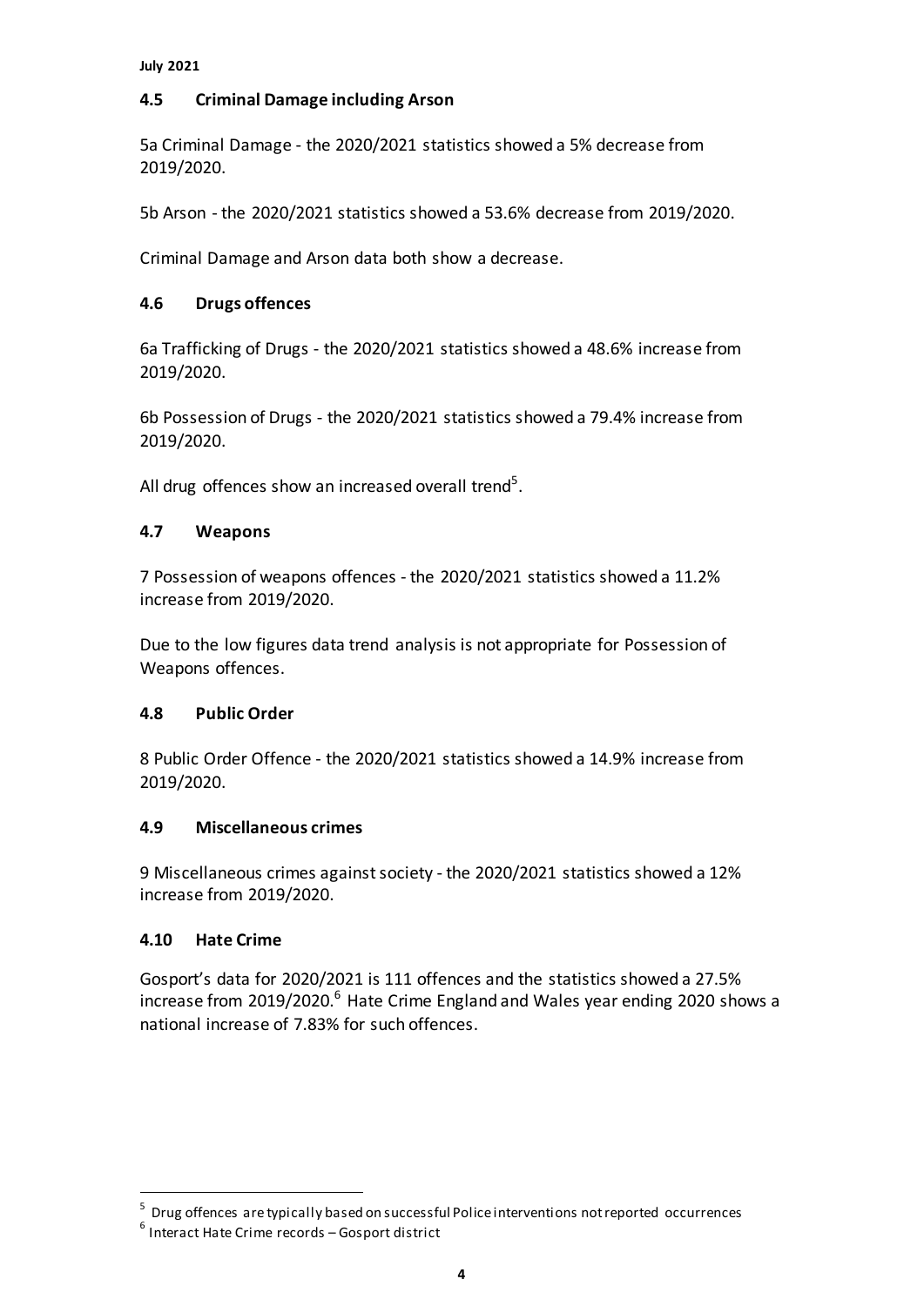## 4.5 Criminal Damage including Arson

5a Criminal Damage - the 2020/2021 statistics showed a 5% decrease from 2019/2020.

5b Arson - the 2020/2021 statistics showed a 53.6% decrease from 2019/2020.

Criminal Damage and Arson data both show a decrease.

## 4.6 Drugs offences

6a Trafficking of Drugs - the 2020/2021 statistics showed a 48.6% increase from 2019/2020.

6b Possession of Drugs - the 2020/2021 statistics showed a 79.4% increase from 2019/2020.

All drug offences show an increased overall trend[5].

## 4.7 Weapons

7 Possession of weapons offences - the 2020/2021 statistics showed a 11.2% increase from 2019/2020.

Due to the low figures data trend analysis is not appropriate for Possession of Weapons offences.

## 4.8 Public Order

8 Public Order Offence - the 2020/2021 statistics showed a 14.9% increase from 2019/2020.

## 4.9 Miscellaneous crimes

9 Miscellaneous crimes against society - the 2020/2021 statistics showed a 12% increase from 2019/2020.

## 4.10 Hate Crime

Gosport's data for 2020/2021 is 111 offences and the statistics showed a 27.5% increase from 2019/2020.[6] Hate Crime England and Wales year ending 2020 shows a national increase of 7.83% for such offences.

---

[5] Drug offences are typically based on successful Police interventions not reported occurrences

[6] Interact Hate Crime records – Gosport district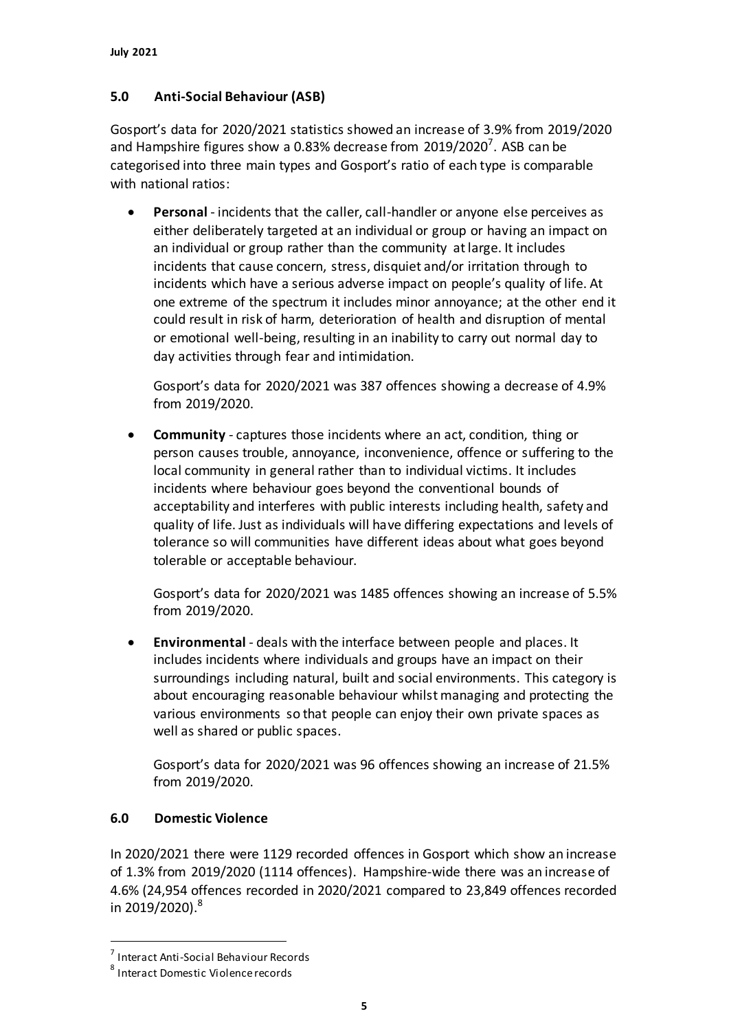## 5.0 Anti-Social Behaviour (ASB)

Gosport's data for 2020/2021 statistics showed an increase of 3.9% from 2019/2020 and Hampshire figures show a 0.83% decrease from 2019/2020[7]. ASB can be categorised into three main types and Gosport's ratio of each type is comparable with national ratios:

- **Personal** - incidents that the caller, call-handler or anyone else perceives as either deliberately targeted at an individual or group or having an impact on an individual or group rather than the community at large. It includes incidents that cause concern, stress, disquiet and/or irritation through to incidents which have a serious adverse impact on people's quality of life. At one extreme of the spectrum it includes minor annoyance; at the other end it could result in risk of harm, deterioration of health and disruption of mental or emotional well-being, resulting in an inability to carry out normal day to day activities through fear and intimidation.

  Gosport's data for 2020/2021 was 387 offences showing a decrease of 4.9% from 2019/2020.

- **Community** - captures those incidents where an act, condition, thing or person causes trouble, annoyance, inconvenience, offence or suffering to the local community in general rather than to individual victims. It includes incidents where behaviour goes beyond the conventional bounds of acceptability and interferes with public interests including health, safety and quality of life. Just as individuals will have differing expectations and levels of tolerance so will communities have different ideas about what goes beyond tolerable or acceptable behaviour.

  Gosport's data for 2020/2021 was 1485 offences showing an increase of 5.5% from 2019/2020.

- **Environmental** - deals with the interface between people and places. It includes incidents where individuals and groups have an impact on their surroundings including natural, built and social environments. This category is about encouraging reasonable behaviour whilst managing and protecting the various environments so that people can enjoy their own private spaces as well as shared or public spaces.

  Gosport's data for 2020/2021 was 96 offences showing an increase of 21.5% from 2019/2020.

## 6.0 Domestic Violence

In 2020/2021 there were 1129 recorded offences in Gosport which show an increase of 1.3% from 2019/2020 (1114 offences). Hampshire-wide there was an increase of 4.6% (24,954 offences recorded in 2020/2021 compared to 23,849 offences recorded in 2019/2020).[8]

---

[7] Interact Anti-Social Behaviour Records

[8] Interact Domestic Violence records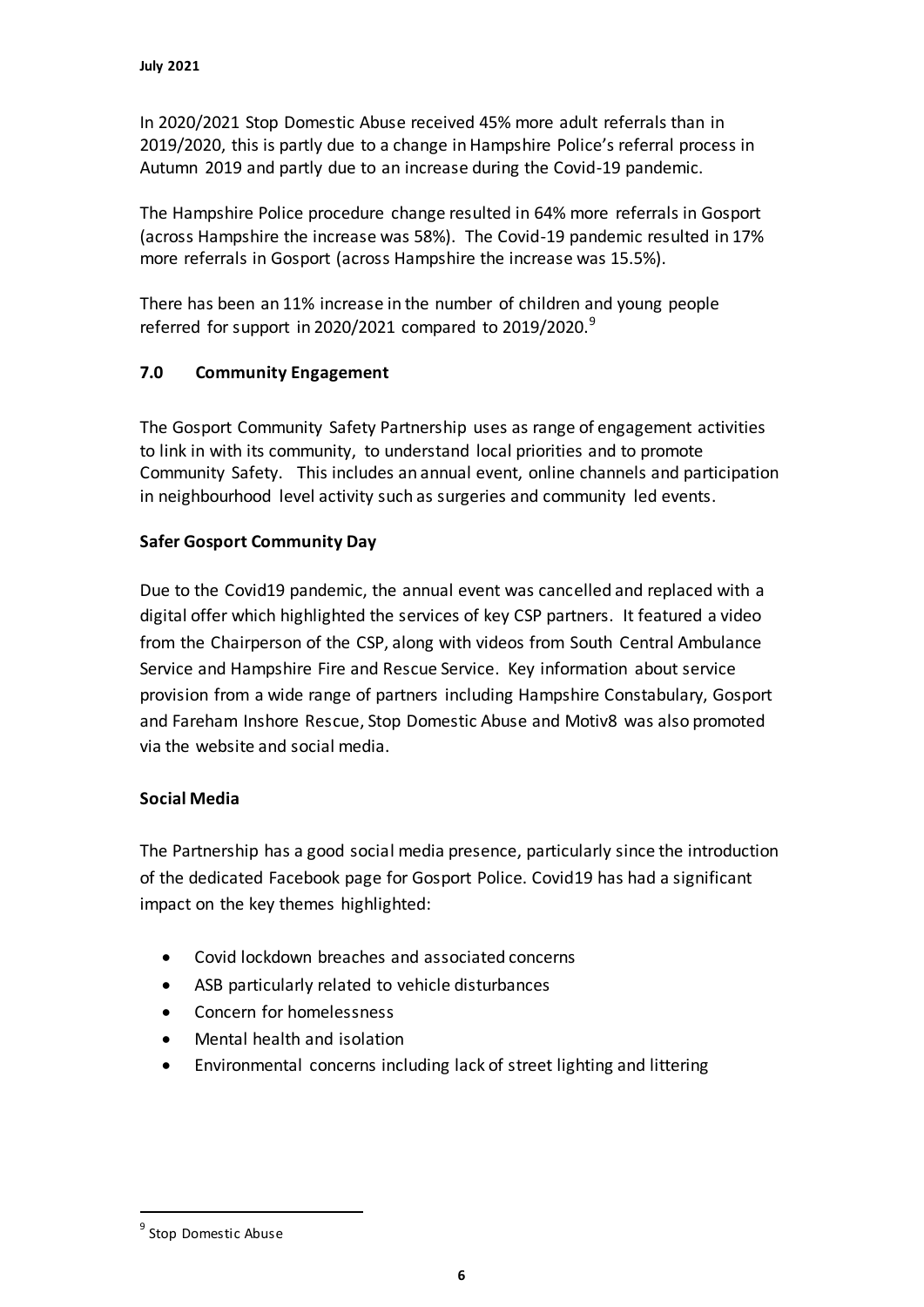In 2020/2021 Stop Domestic Abuse received 45% more adult referrals than in 2019/2020, this is partly due to a change in Hampshire Police's referral process in Autumn 2019 and partly due to an increase during the Covid-19 pandemic.

The Hampshire Police procedure change resulted in 64% more referrals in Gosport (across Hampshire the increase was 58%). The Covid-19 pandemic resulted in 17% more referrals in Gosport (across Hampshire the increase was 15.5%).

There has been an 11% increase in the number of children and young people referred for support in 2020/2021 compared to 2019/2020.[9]

## 7.0 Community Engagement

The Gosport Community Safety Partnership uses as range of engagement activities to link in with its community, to understand local priorities and to promote Community Safety. This includes an annual event, online channels and participation in neighbourhood level activity such as surgeries and community led events.

### Safer Gosport Community Day

Due to the Covid19 pandemic, the annual event was cancelled and replaced with a digital offer which highlighted the services of key CSP partners. It featured a video from the Chairperson of the CSP, along with videos from South Central Ambulance Service and Hampshire Fire and Rescue Service. Key information about service provision from a wide range of partners including Hampshire Constabulary, Gosport and Fareham Inshore Rescue, Stop Domestic Abuse and Motiv8 was also promoted via the website and social media.

### Social Media

The Partnership has a good social media presence, particularly since the introduction of the dedicated Facebook page for Gosport Police. Covid19 has had a significant impact on the key themes highlighted:

- Covid lockdown breaches and associated concerns
- ASB particularly related to vehicle disturbances
- Concern for homelessness
- Mental health and isolation
- Environmental concerns including lack of street lighting and littering

[9] Stop Domestic Abuse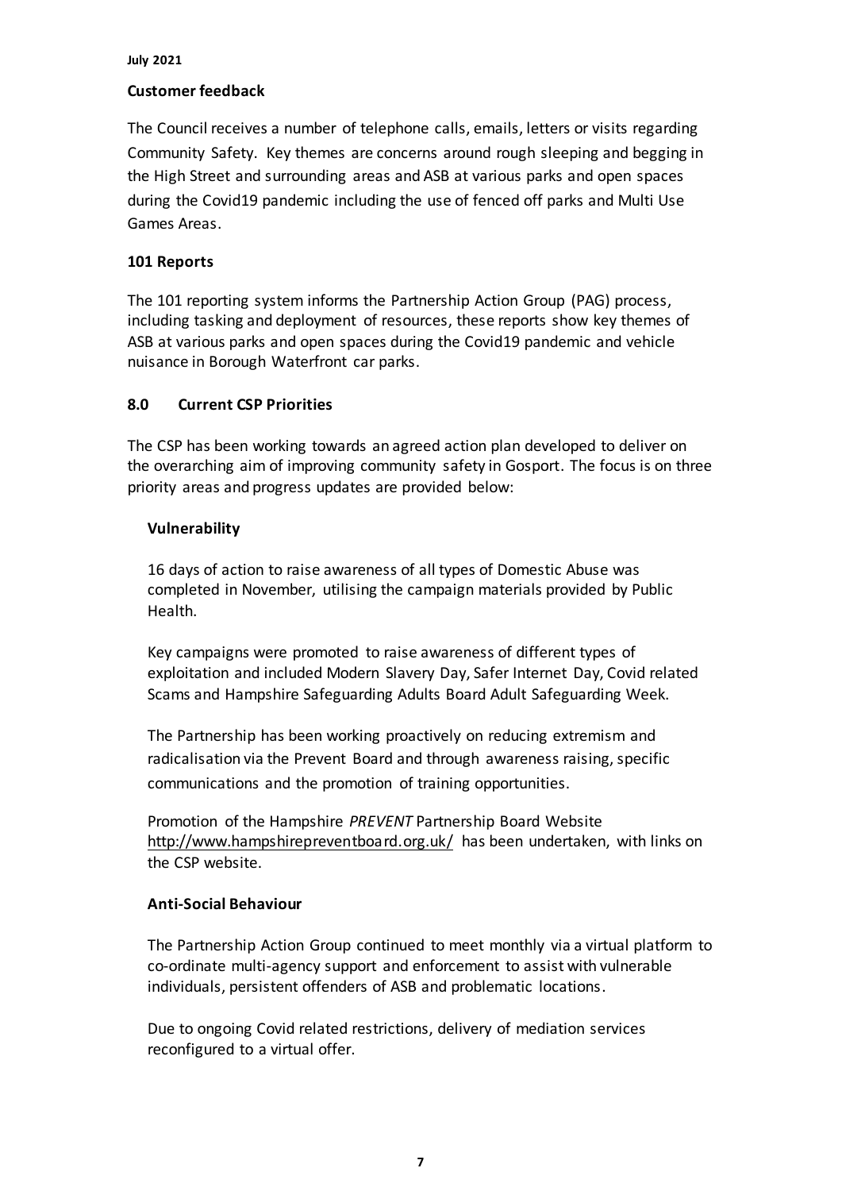**July 2021**

**Customer feedback**

The Council receives a number of telephone calls, emails, letters or visits regarding Community Safety. Key themes are concerns around rough sleeping and begging in the High Street and surrounding areas and ASB at various parks and open spaces during the Covid19 pandemic including the use of fenced off parks and Multi Use Games Areas.

**101 Reports**

The 101 reporting system informs the Partnership Action Group (PAG) process, including tasking and deployment of resources, these reports show key themes of ASB at various parks and open spaces during the Covid19 pandemic and vehicle nuisance in Borough Waterfront car parks.

## 8.0 Current CSP Priorities

The CSP has been working towards an agreed action plan developed to deliver on the overarching aim of improving community safety in Gosport. The focus is on three priority areas and progress updates are provided below:

### Vulnerability

16 days of action to raise awareness of all types of Domestic Abuse was completed in November, utilising the campaign materials provided by Public Health.

Key campaigns were promoted to raise awareness of different types of exploitation and included Modern Slavery Day, Safer Internet Day, Covid related Scams and Hampshire Safeguarding Adults Board Adult Safeguarding Week.

The Partnership has been working proactively on reducing extremism and radicalisation via the Prevent Board and through awareness raising, specific communications and the promotion of training opportunities.

Promotion of the Hampshire *PREVENT* Partnership Board Website http://www.hampshirepreventboard.org.uk/ has been undertaken, with links on the CSP website.

### Anti-Social Behaviour

The Partnership Action Group continued to meet monthly via a virtual platform to co-ordinate multi-agency support and enforcement to assist with vulnerable individuals, persistent offenders of ASB and problematic locations.

Due to ongoing Covid related restrictions, delivery of mediation services reconfigured to a virtual offer.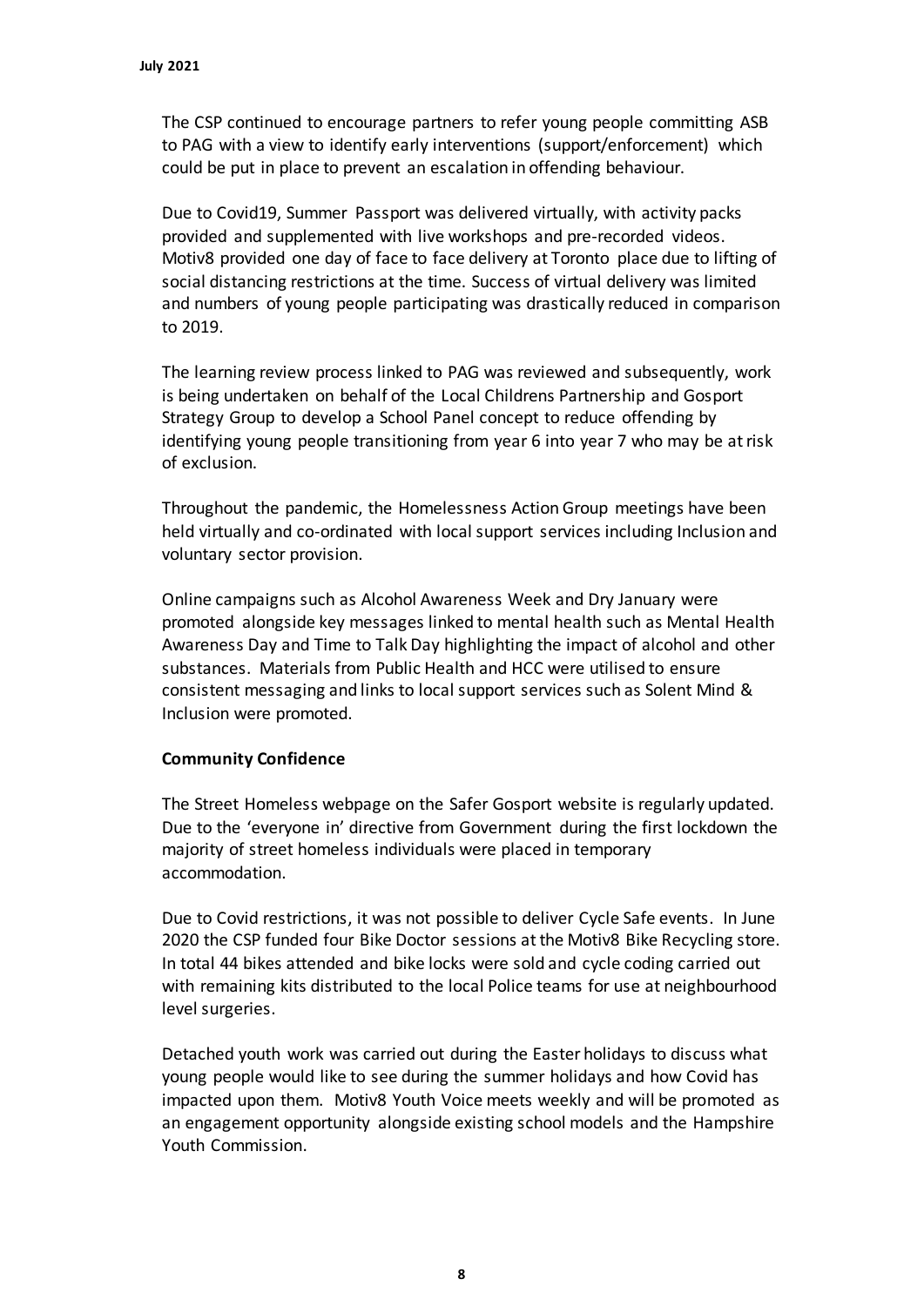The CSP continued to encourage partners to refer young people committing ASB to PAG with a view to identify early interventions (support/enforcement) which could be put in place to prevent an escalation in offending behaviour.

Due to Covid19, Summer Passport was delivered virtually, with activity packs provided and supplemented with live workshops and pre-recorded videos. Motiv8 provided one day of face to face delivery at Toronto place due to lifting of social distancing restrictions at the time. Success of virtual delivery was limited and numbers of young people participating was drastically reduced in comparison to 2019.

The learning review process linked to PAG was reviewed and subsequently, work is being undertaken on behalf of the Local Childrens Partnership and Gosport Strategy Group to develop a School Panel concept to reduce offending by identifying young people transitioning from year 6 into year 7 who may be at risk of exclusion.

Throughout the pandemic, the Homelessness Action Group meetings have been held virtually and co-ordinated with local support services including Inclusion and voluntary sector provision.

Online campaigns such as Alcohol Awareness Week and Dry January were promoted alongside key messages linked to mental health such as Mental Health Awareness Day and Time to Talk Day highlighting the impact of alcohol and other substances. Materials from Public Health and HCC were utilised to ensure consistent messaging and links to local support services such as Solent Mind & Inclusion were promoted.

**Community Confidence**

The Street Homeless webpage on the Safer Gosport website is regularly updated. Due to the 'everyone in' directive from Government during the first lockdown the majority of street homeless individuals were placed in temporary accommodation.

Due to Covid restrictions, it was not possible to deliver Cycle Safe events. In June 2020 the CSP funded four Bike Doctor sessions at the Motiv8 Bike Recycling store. In total 44 bikes attended and bike locks were sold and cycle coding carried out with remaining kits distributed to the local Police teams for use at neighbourhood level surgeries.

Detached youth work was carried out during the Easter holidays to discuss what young people would like to see during the summer holidays and how Covid has impacted upon them. Motiv8 Youth Voice meets weekly and will be promoted as an engagement opportunity alongside existing school models and the Hampshire Youth Commission.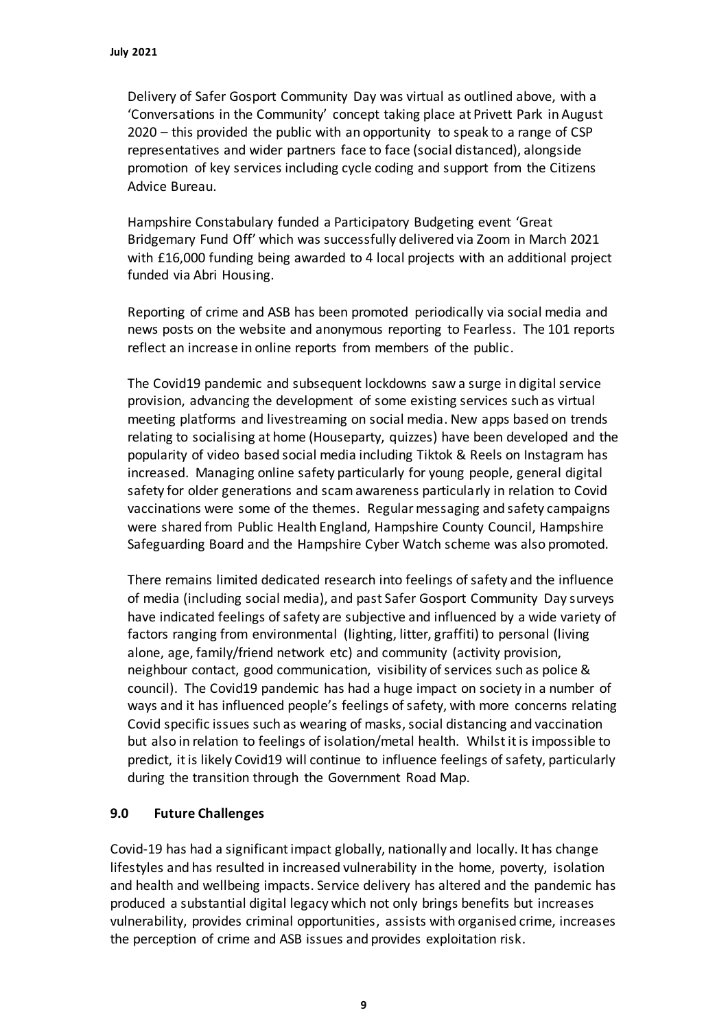Delivery of Safer Gosport Community Day was virtual as outlined above, with a 'Conversations in the Community' concept taking place at Privett Park in August 2020 – this provided the public with an opportunity to speak to a range of CSP representatives and wider partners face to face (social distanced), alongside promotion of key services including cycle coding and support from the Citizens Advice Bureau.

Hampshire Constabulary funded a Participatory Budgeting event 'Great Bridgemary Fund Off' which was successfully delivered via Zoom in March 2021 with £16,000 funding being awarded to 4 local projects with an additional project funded via Abri Housing.

Reporting of crime and ASB has been promoted periodically via social media and news posts on the website and anonymous reporting to Fearless. The 101 reports reflect an increase in online reports from members of the public.

The Covid19 pandemic and subsequent lockdowns saw a surge in digital service provision, advancing the development of some existing services such as virtual meeting platforms and livestreaming on social media. New apps based on trends relating to socialising at home (Houseparty, quizzes) have been developed and the popularity of video based social media including Tiktok & Reels on Instagram has increased. Managing online safety particularly for young people, general digital safety for older generations and scam awareness particularly in relation to Covid vaccinations were some of the themes. Regular messaging and safety campaigns were shared from Public Health England, Hampshire County Council, Hampshire Safeguarding Board and the Hampshire Cyber Watch scheme was also promoted.

There remains limited dedicated research into feelings of safety and the influence of media (including social media), and past Safer Gosport Community Day surveys have indicated feelings of safety are subjective and influenced by a wide variety of factors ranging from environmental (lighting, litter, graffiti) to personal (living alone, age, family/friend network etc) and community (activity provision, neighbour contact, good communication, visibility of services such as police & council). The Covid19 pandemic has had a huge impact on society in a number of ways and it has influenced people's feelings of safety, with more concerns relating Covid specific issues such as wearing of masks, social distancing and vaccination but also in relation to feelings of isolation/metal health. Whilst it is impossible to predict, it is likely Covid19 will continue to influence feelings of safety, particularly during the transition through the Government Road Map.

## 9.0 Future Challenges

Covid-19 has had a significant impact globally, nationally and locally. It has change lifestyles and has resulted in increased vulnerability in the home, poverty, isolation and health and wellbeing impacts. Service delivery has altered and the pandemic has produced a substantial digital legacy which not only brings benefits but increases vulnerability, provides criminal opportunities, assists with organised crime, increases the perception of crime and ASB issues and provides exploitation risk.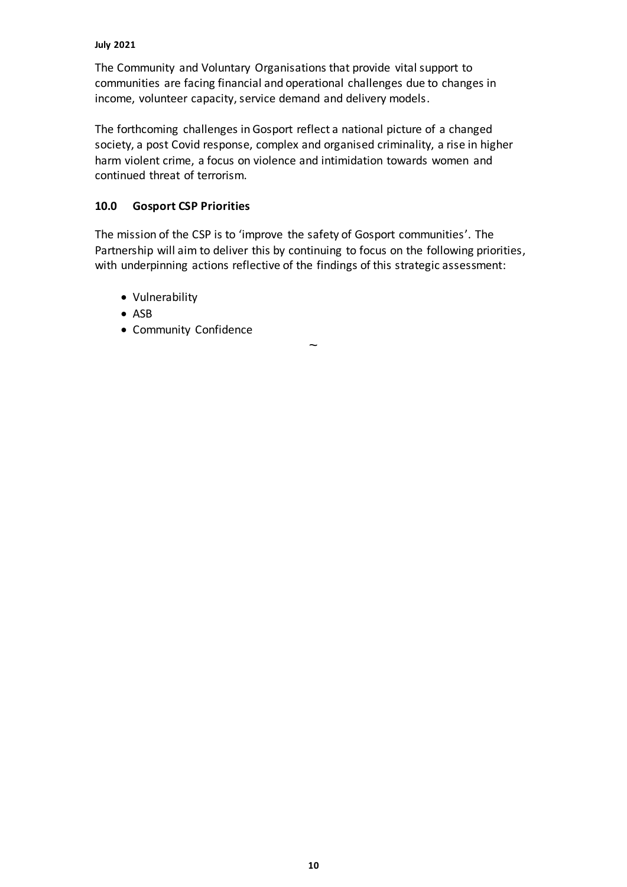The Community and Voluntary Organisations that provide vital support to communities are facing financial and operational challenges due to changes in income, volunteer capacity, service demand and delivery models.

The forthcoming challenges in Gosport reflect a national picture of a changed society, a post Covid response, complex and organised criminality, a rise in higher harm violent crime, a focus on violence and intimidation towards women and continued threat of terrorism.

## 10.0 Gosport CSP Priorities

The mission of the CSP is to 'improve the safety of Gosport communities'. The Partnership will aim to deliver this by continuing to focus on the following priorities, with underpinning actions reflective of the findings of this strategic assessment:

- Vulnerability
- ASB
- Community Confidence

~